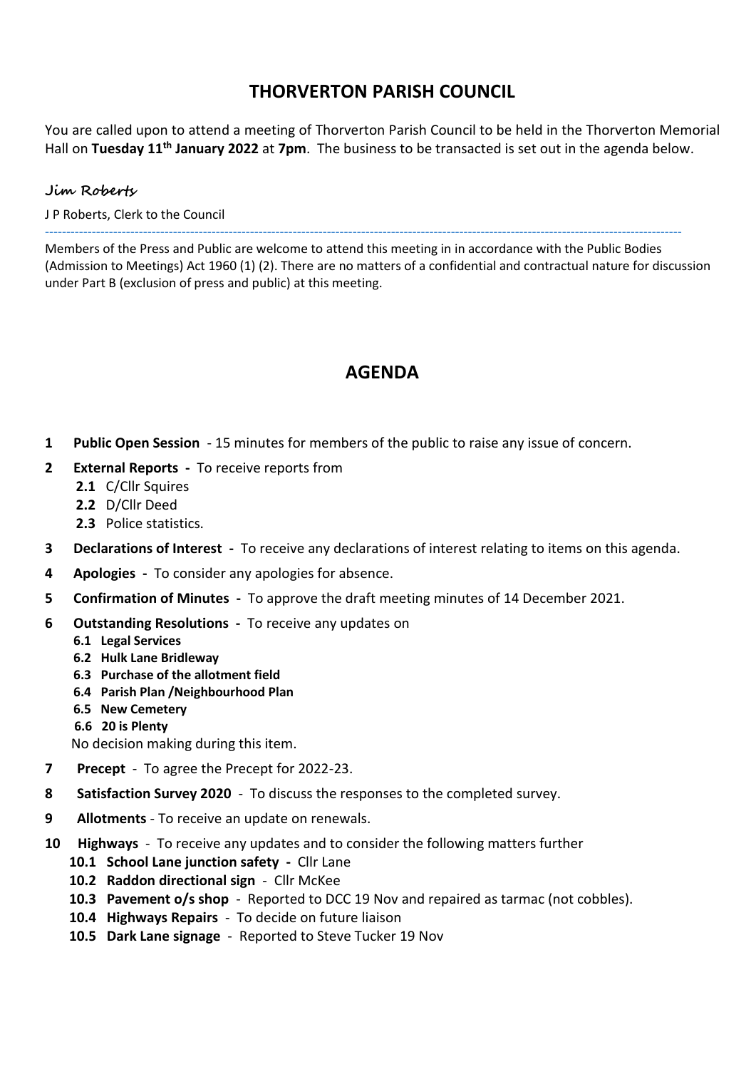# THORVERTON PARISH COUNCIL

You are called upon to attend a meeting of Thorverton Parish Council to be held in the Thorverton Memorial Hall on **Tuesday 11th January 2022** at **7pm**. The business to be transacted is set out in the agenda below.

*Jim Roberts*

J P Roberts, Clerk to the Council

---

Members of the Press and Public are welcome to attend this meeting in in accordance with the Public Bodies (Admission to Meetings) Act 1960 (1) (2). There are no matters of a confidential and contractual nature for discussion under Part B (exclusion of press and public) at this meeting.

## AGENDA

**1 Public Open Session** - 15 minutes for members of the public to raise any issue of concern.

**2 External Reports -** To receive reports from
- **2.1** C/Cllr Squires
- **2.2** D/Cllr Deed
- **2.3** Police statistics.

**3 Declarations of Interest -** To receive any declarations of interest relating to items on this agenda.

**4 Apologies -** To consider any apologies for absence.

**5 Confirmation of Minutes -** To approve the draft meeting minutes of 14 December 2021.

**6 Outstanding Resolutions -** To receive any updates on
- **6.1 Legal Services**
- **6.2 Hulk Lane Bridleway**
- **6.3 Purchase of the allotment field**
- **6.4 Parish Plan /Neighbourhood Plan**
- **6.5 New Cemetery**
- **6.6 20 is Plenty**

No decision making during this item.

**7 Precept** - To agree the Precept for 2022-23.

**8 Satisfaction Survey 2020** - To discuss the responses to the completed survey.

**9 Allotments** - To receive an update on renewals.

**10 Highways** - To receive any updates and to consider the following matters further
- **10.1 School Lane junction safety -** Cllr Lane
- **10.2 Raddon directional sign** - Cllr McKee
- **10.3 Pavement o/s shop** - Reported to DCC 19 Nov and repaired as tarmac (not cobbles).
- **10.4 Highways Repairs** - To decide on future liaison
- **10.5 Dark Lane signage** - Reported to Steve Tucker 19 Nov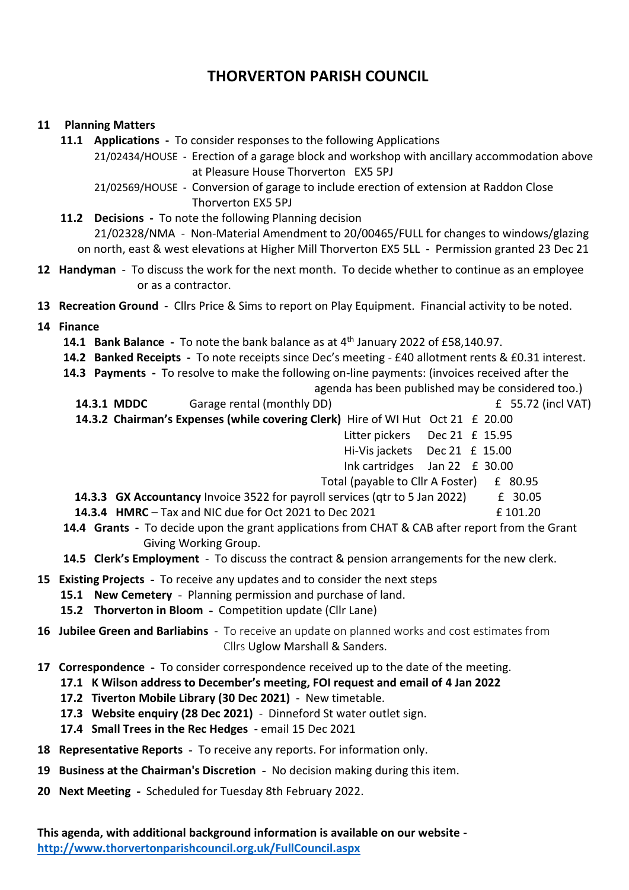# THORVERTON PARISH COUNCIL

**11 Planning Matters**

**11.1 Applications -** To consider responses to the following Applications

21/02434/HOUSE - Erection of a garage block and workshop with ancillary accommodation above at Pleasure House Thorverton EX5 5PJ

21/02569/HOUSE - Conversion of garage to include erection of extension at Raddon Close Thorverton EX5 5PJ

**11.2 Decisions -** To note the following Planning decision

21/02328/NMA - Non-Material Amendment to 20/00465/FULL for changes to windows/glazing on north, east & west elevations at Higher Mill Thorverton EX5 5LL - Permission granted 23 Dec 21

**12 Handyman** - To discuss the work for the next month. To decide whether to continue as an employee or as a contractor.

**13 Recreation Ground** - Cllrs Price & Sims to report on Play Equipment. Financial activity to be noted.

**14 Finance**

**14.1 Bank Balance -** To note the bank balance as at 4th January 2022 of £58,140.97.

**14.2 Banked Receipts -** To note receipts since Dec's meeting - £40 allotment rents & £0.31 interest.

**14.3 Payments -** To resolve to make the following on-line payments: (invoices received after the agenda has been published may be considered too.)

**14.3.1 MDDC** Garage rental (monthly DD) £ 55.72 (incl VAT)

**14.3.2 Chairman's Expenses (while covering Clerk)**

| | | |
|---|---|---|
| Hire of WI Hut | Oct 21 | £ 20.00 |
| Litter pickers | Dec 21 | £ 15.95 |
| Hi-Vis jackets | Dec 21 | £ 15.00 |
| Ink cartridges | Jan 22 | £ 30.00 |
| Total (payable to Cllr A Foster) | | £ 80.95 |

**14.3.3 GX Accountancy** Invoice 3522 for payroll services (qtr to 5 Jan 2022) £ 30.05

**14.3.4 HMRC** – Tax and NIC due for Oct 2021 to Dec 2021 £ 101.20

**14.4 Grants -** To decide upon the grant applications from CHAT & CAB after report from the Grant Giving Working Group.

**14.5 Clerk's Employment** - To discuss the contract & pension arrangements for the new clerk.

**15 Existing Projects** - To receive any updates and to consider the next steps

**15.1 New Cemetery** - Planning permission and purchase of land.

**15.2 Thorverton in Bloom -** Competition update (Cllr Lane)

**16 Jubilee Green and Barliabins** - To receive an update on planned works and cost estimates from Cllrs Uglow Marshall & Sanders.

**17 Correspondence -** To consider correspondence received up to the date of the meeting.

**17.1 K Wilson address to December's meeting, FOI request and email of 4 Jan 2022**

**17.2 Tiverton Mobile Library (30 Dec 2021)** - New timetable.

**17.3 Website enquiry (28 Dec 2021)** - Dinneford St water outlet sign.

**17.4 Small Trees in the Rec Hedges** - email 15 Dec 2021

**18 Representative Reports -** To receive any reports. For information only.

**19 Business at the Chairman's Discretion** - No decision making during this item.

**20 Next Meeting -** Scheduled for Tuesday 8th February 2022.

**This agenda, with additional background information is available on our website -** **http://www.thorvertonparishcouncil.org.uk/FullCouncil.aspx**